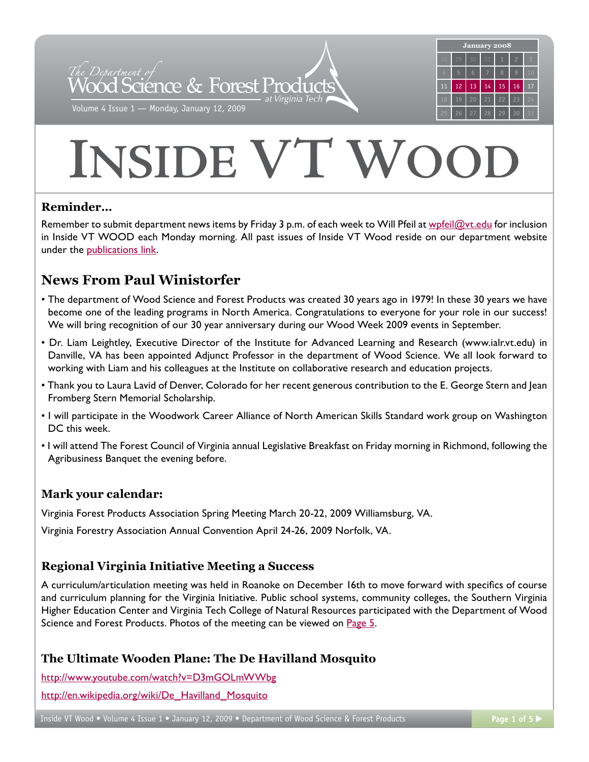# INSIDE VT WOOD

The Department of Wood Science & Forest Products at Virginia Tech

Volume 4 Issue 1 — Monday, January 12, 2009

### Reminder...

Remember to submit department news items by Friday 3 p.m. of each week to Will Pfeil at [wpfeil@vt.edu](mailto:wpfeil@vt.edu) for inclusion in Inside VT WOOD each Monday morning. All past issues of Inside VT Wood reside on our department website under the publications link.

## News From Paul Winistorfer

- The department of Wood Science and Forest Products was created 30 years ago in 1979! In these 30 years we have become one of the leading programs in North America. Congratulations to everyone for your role in our success! We will bring recognition of our 30 year anniversary during our Wood Week 2009 events in September.
- Dr. Liam Leightley, Executive Director of the Institute for Advanced Learning and Research (www.ialr.vt.edu) in Danville, VA has been appointed Adjunct Professor in the department of Wood Science. We all look forward to working with Liam and his colleagues at the Institute on collaborative research and education projects.
- Thank you to Laura Lavid of Denver, Colorado for her recent generous contribution to the E. George Stern and Jean Fromberg Stern Memorial Scholarship.
- I will participate in the Woodwork Career Alliance of North American Skills Standard work group on Washington DC this week.
- I will attend The Forest Council of Virginia annual Legislative Breakfast on Friday morning in Richmond, following the Agribusiness Banquet the evening before.

### Mark your calendar:

Virginia Forest Products Association Spring Meeting March 20-22, 2009 Williamsburg, VA.

Virginia Forestry Association Annual Convention April 24-26, 2009 Norfolk, VA.

### Regional Virginia Initiative Meeting a Success

A curriculum/articulation meeting was held in Roanoke on December 16th to move forward with specifics of course and curriculum planning for the Virginia Initiative. Public school systems, community colleges, the Southern Virginia Higher Education Center and Virginia Tech College of Natural Resources participated with the Department of Wood Science and Forest Products. Photos of the meeting can be viewed on Page 5.

### The Ultimate Wooden Plane: The De Havilland Mosquito

http://www.youtube.com/watch?v=D3mGOLmWWbg

http://en.wikipedia.org/wiki/De_Havilland_Mosquito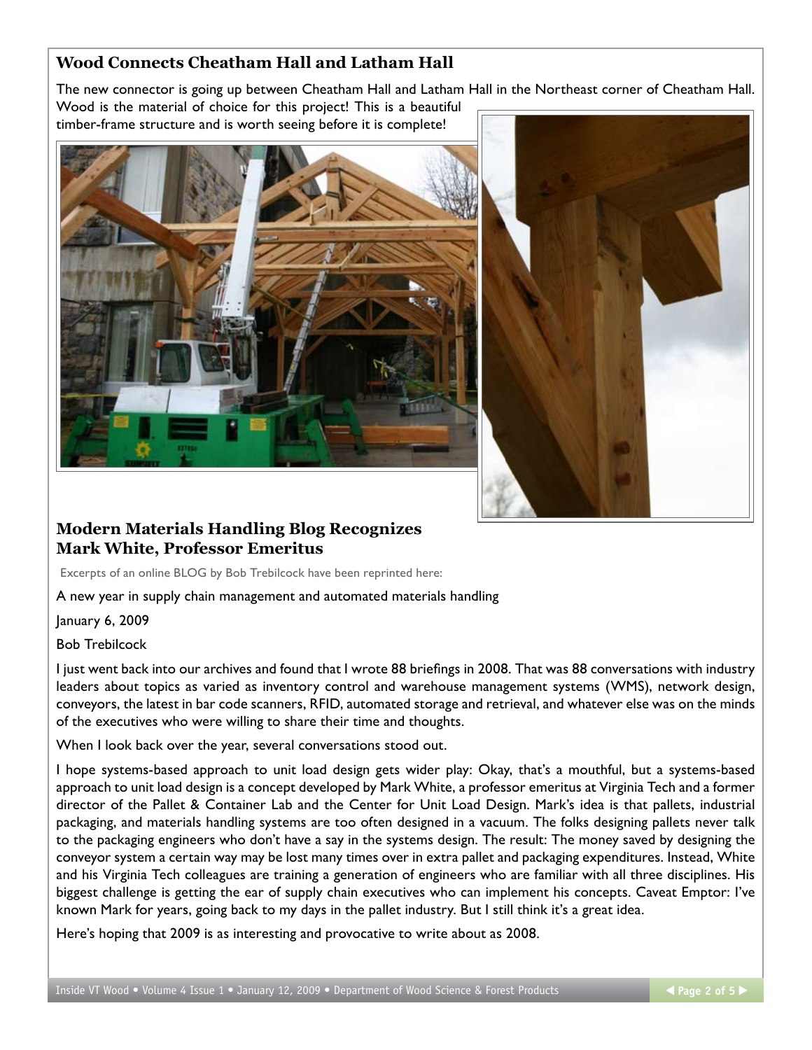## Wood Connects Cheatham Hall and Latham Hall

The new connector is going up between Cheatham Hall and Latham Hall in the Northeast corner of Cheatham Hall. Wood is the material of choice for this project! This is a beautiful timber-frame structure and is worth seeing before it is complete!

## Modern Materials Handling Blog Recognizes Mark White, Professor Emeritus

Excerpts of an online BLOG by Bob Trebilcock have been reprinted here:

A new year in supply chain management and automated materials handling

January 6, 2009

Bob Trebilcock

I just went back into our archives and found that I wrote 88 briefings in 2008. That was 88 conversations with industry leaders about topics as varied as inventory control and warehouse management systems (WMS), network design, conveyors, the latest in bar code scanners, RFID, automated storage and retrieval, and whatever else was on the minds of the executives who were willing to share their time and thoughts.

When I look back over the year, several conversations stood out.

I hope systems-based approach to unit load design gets wider play: Okay, that's a mouthful, but a systems-based approach to unit load design is a concept developed by Mark White, a professor emeritus at Virginia Tech and a former director of the Pallet & Container Lab and the Center for Unit Load Design. Mark's idea is that pallets, industrial packaging, and materials handling systems are too often designed in a vacuum. The folks designing pallets never talk to the packaging engineers who don't have a say in the systems design. The result: The money saved by designing the conveyor system a certain way may be lost many times over in extra pallet and packaging expenditures. Instead, White and his Virginia Tech colleagues are training a generation of engineers who are familiar with all three disciplines. His biggest challenge is getting the ear of supply chain executives who can implement his concepts. Caveat Emptor: I've known Mark for years, going back to my days in the pallet industry. But I still think it's a great idea.

Here's hoping that 2009 is as interesting and provocative to write about as 2008.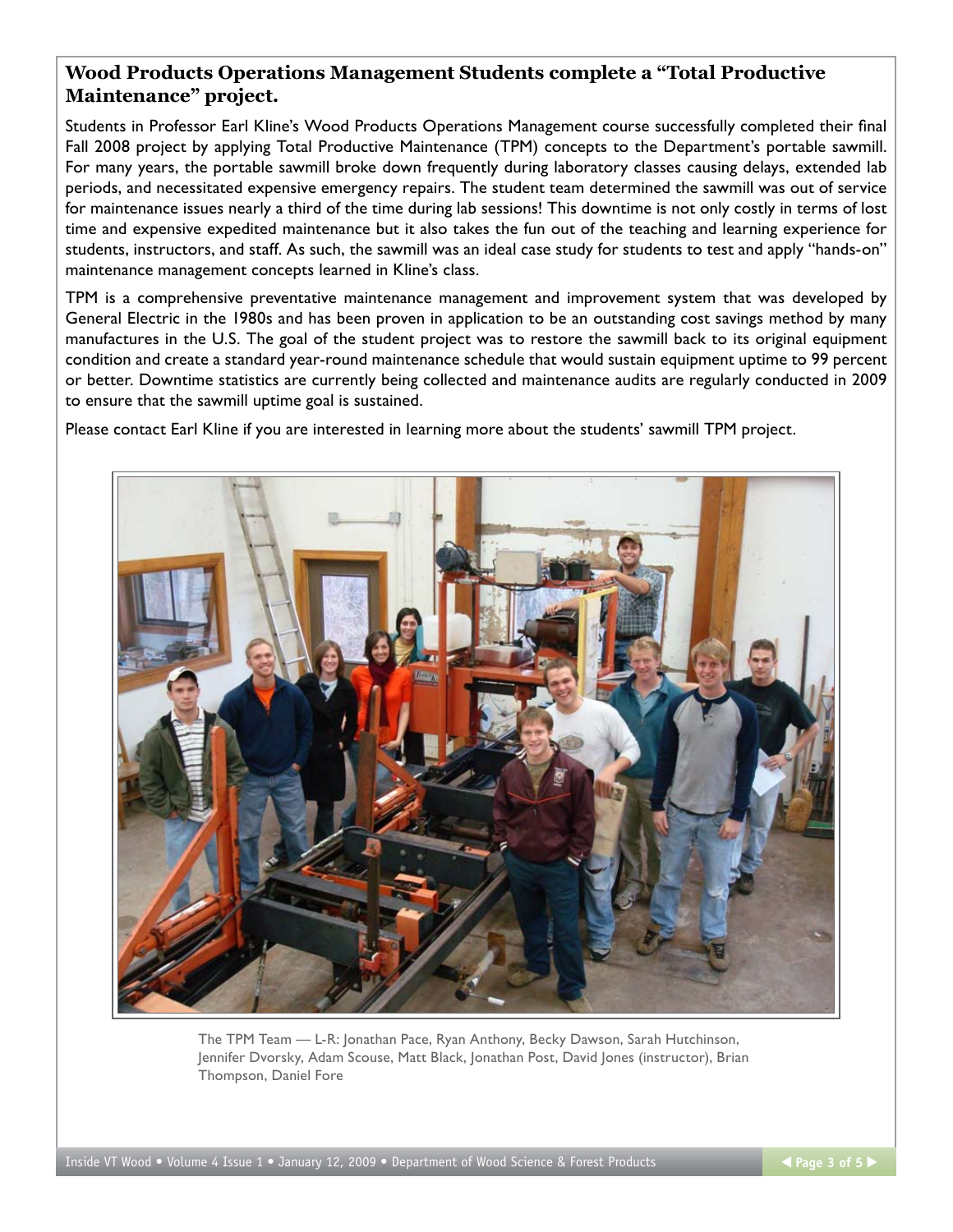## Wood Products Operations Management Students complete a "Total Productive Maintenance" project.

Students in Professor Earl Kline's Wood Products Operations Management course successfully completed their final Fall 2008 project by applying Total Productive Maintenance (TPM) concepts to the Department's portable sawmill. For many years, the portable sawmill broke down frequently during laboratory classes causing delays, extended lab periods, and necessitated expensive emergency repairs. The student team determined the sawmill was out of service for maintenance issues nearly a third of the time during lab sessions! This downtime is not only costly in terms of lost time and expensive expedited maintenance but it also takes the fun out of the teaching and learning experience for students, instructors, and staff. As such, the sawmill was an ideal case study for students to test and apply "hands-on" maintenance management concepts learned in Kline's class.

TPM is a comprehensive preventative maintenance management and improvement system that was developed by General Electric in the 1980s and has been proven in application to be an outstanding cost savings method by many manufactures in the U.S. The goal of the student project was to restore the sawmill back to its original equipment condition and create a standard year-round maintenance schedule that would sustain equipment uptime to 99 percent or better. Downtime statistics are currently being collected and maintenance audits are regularly conducted in 2009 to ensure that the sawmill uptime goal is sustained.

Please contact Earl Kline if you are interested in learning more about the students' sawmill TPM project.

The TPM Team — L-R: Jonathan Pace, Ryan Anthony, Becky Dawson, Sarah Hutchinson, Jennifer Dvorsky, Adam Scouse, Matt Black, Jonathan Post, David Jones (instructor), Brian Thompson, Daniel Fore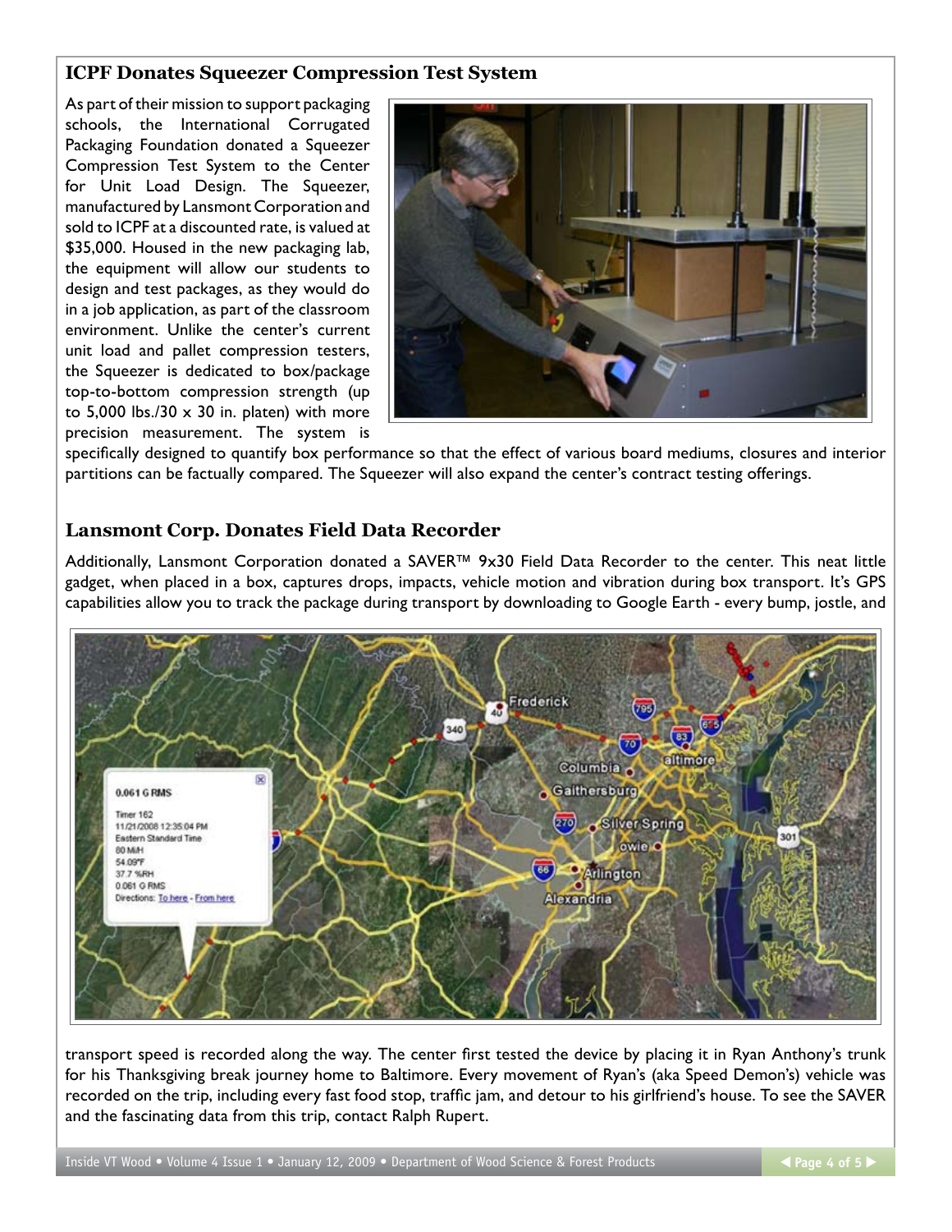## ICPF Donates Squeezer Compression Test System

As part of their mission to support packaging schools, the International Corrugated Packaging Foundation donated a Squeezer Compression Test System to the Center for Unit Load Design. The Squeezer, manufactured by Lansmont Corporation and sold to ICPF at a discounted rate, is valued at $35,000. Housed in the new packaging lab, the equipment will allow our students to design and test packages, as they would do in a job application, as part of the classroom environment. Unlike the center's current unit load and pallet compression testers, the Squeezer is dedicated to box/package top-to-bottom compression strength (up to 5,000 lbs./30 x 30 in. platen) with more precision measurement. The system is specifically designed to quantify box performance so that the effect of various board mediums, closures and interior partitions can be factually compared. The Squeezer will also expand the center's contract testing offerings.

## Lansmont Corp. Donates Field Data Recorder

Additionally, Lansmont Corporation donated a SAVER™ 9x30 Field Data Recorder to the center. This neat little gadget, when placed in a box, captures drops, impacts, vehicle motion and vibration during box transport. It's GPS capabilities allow you to track the package during transport by downloading to Google Earth - every bump, jostle, and transport speed is recorded along the way. The center first tested the device by placing it in Ryan Anthony's trunk for his Thanksgiving break journey home to Baltimore. Every movement of Ryan's (aka Speed Demon's) vehicle was recorded on the trip, including every fast food stop, traffic jam, and detour to his girlfriend's house. To see the SAVER and the fascinating data from this trip, contact Ralph Rupert.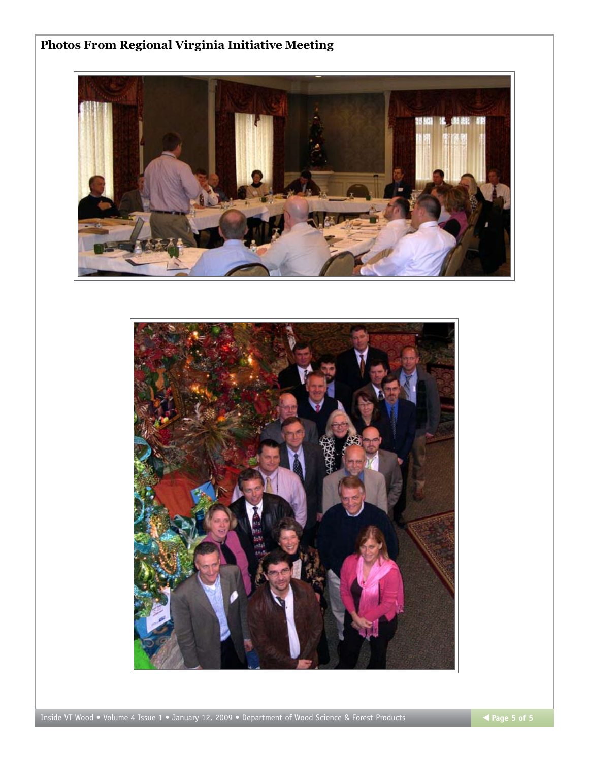## Photos From Regional Virginia Initiative Meeting